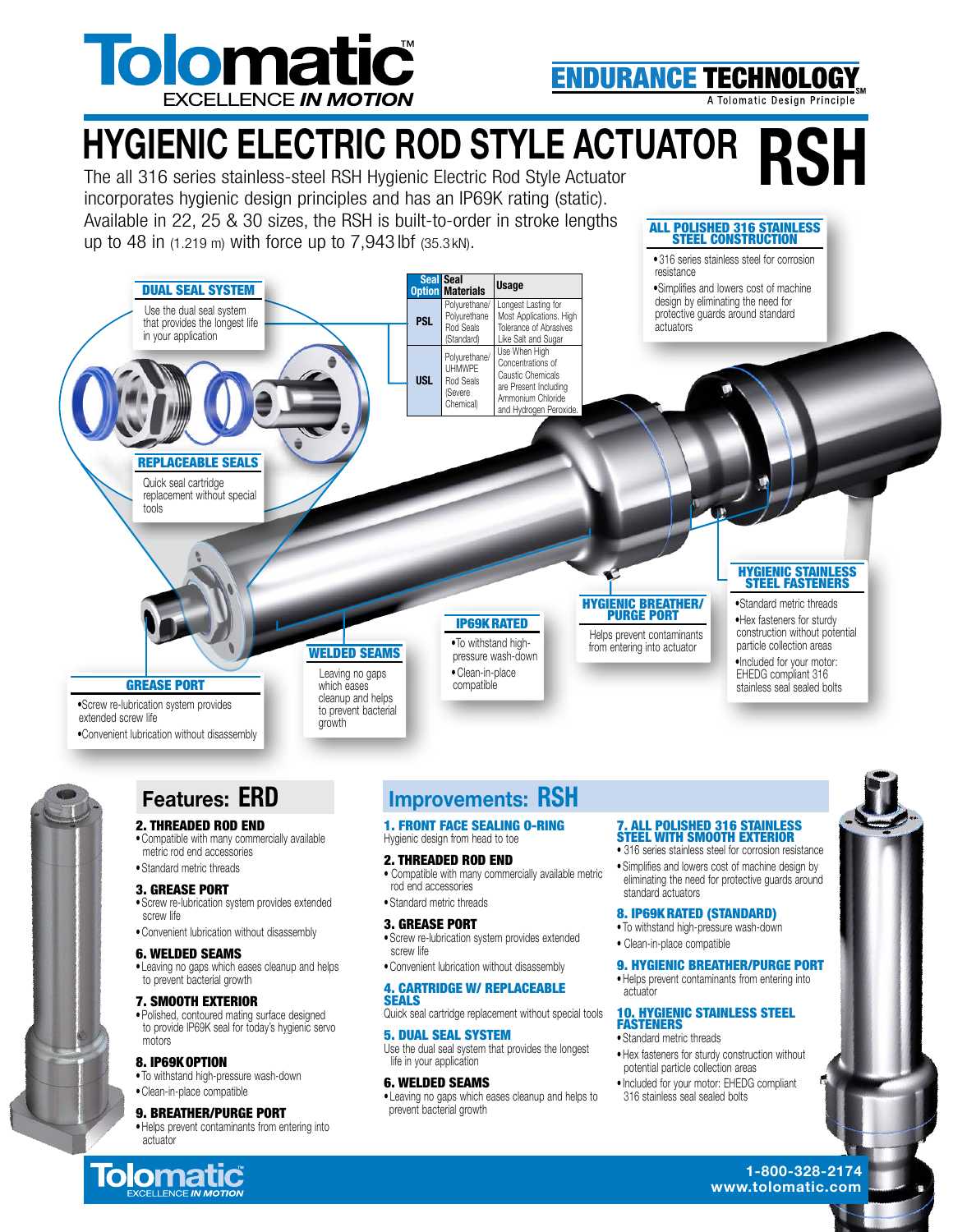# Tolomatic

EXCELLENCE *IN MOTION*

**ENDURANCE TECHNOLOGY**[SM]

A Tolomatic Design Principle

# HYGIENIC ELECTRIC ROD STYLE ACTUATOR RSH

The all 316 series stainless-steel RSH Hygienic Electric Rod Style Actuator incorporates hygienic design principles and has an IP69K rating (static). Available in 22, 25 & 30 sizes, the RSH is built-to-order in stroke lengths up to 48 in (1.219 m) with force up to 7,943 lbf (35.3 kN).

### ALL POLISHED 316 STAINLESS STEEL CONSTRUCTION

- 316 series stainless steel for corrosion resistance
- Simplifies and lowers cost of machine design by eliminating the need for protective guards around standard actuators

### DUAL SEAL SYSTEM

Use the dual seal system that provides the longest life in your application

| Seal Option | Seal Materials | Usage |
| --- | --- | --- |
| PSL | Polyurethane/ Polyurethane Rod Seals (Standard) | Longest Lasting for Most Applications. High Tolerance of Abrasives Like Salt and Sugar |
| USL | Polyurethane/ UHMWPE Rod Seals (Severe Chemical) | Use When High Concentrations of Caustic Chemicals are Present Including Ammonium Chloride and Hydrogen Peroxide. |

### REPLACEABLE SEALS

Quick seal cartridge replacement without special tools

### HYGIENIC STAINLESS STEEL FASTENERS

- Standard metric threads
- Hex fasteners for sturdy construction without potential particle collection areas
- Included for your motor: EHEDG compliant 316 stainless seal sealed bolts

### HYGIENIC BREATHER/ PURGE PORT

Helps prevent contaminants from entering into actuator

### IP69K RATED

- To withstand high-pressure wash-down
- Clean-in-place compatible

### WELDED SEAMS

Leaving no gaps which eases cleanup and helps to prevent bacterial growth

### GREASE PORT

- Screw re-lubrication system provides extended screw life
- Convenient lubrication without disassembly

## Features: ERD

**2. THREADED ROD END**
- Compatible with many commercially available metric rod end accessories
- Standard metric threads

**3. GREASE PORT**
- Screw re-lubrication system provides extended screw life
- Convenient lubrication without disassembly

**6. WELDED SEAMS**
- Leaving no gaps which eases cleanup and helps to prevent bacterial growth

**7. SMOOTH EXTERIOR**
- Polished, contoured mating surface designed to provide IP69K seal for today's hygienic servo motors

**8. IP69K OPTION**
- To withstand high-pressure wash-down
- Clean-in-place compatible

**9. BREATHER/PURGE PORT**
- Helps prevent contaminants from entering into actuator

## Improvements: RSH

**1. FRONT FACE SEALING O-RING**

Hygienic design from head to toe

**2. THREADED ROD END**
- Compatible with many commercially available metric rod end accessories
- Standard metric threads

**3. GREASE PORT**
- Screw re-lubrication system provides extended screw life
- Convenient lubrication without disassembly

**4. CARTRIDGE W/ REPLACEABLE SEALS**

Quick seal cartridge replacement without special tools

**5. DUAL SEAL SYSTEM**

Use the dual seal system that provides the longest life in your application

**6. WELDED SEAMS**
- Leaving no gaps which eases cleanup and helps to prevent bacterial growth

**7. ALL POLISHED 316 STAINLESS STEEL WITH SMOOTH EXTERIOR**
- 316 series stainless steel for corrosion resistance
- Simplifies and lowers cost of machine design by eliminating the need for protective guards around standard actuators

**8. IP69K RATED (STANDARD)**
- To withstand high-pressure wash-down
- Clean-in-place compatible

**9. HYGIENIC BREATHER/PURGE PORT**
- Helps prevent contaminants from entering into actuator

**10. HYGIENIC STAINLESS STEEL FASTENERS**
- Standard metric threads
- Hex fasteners for sturdy construction without potential particle collection areas
- Included for your motor: EHEDG compliant 316 stainless seal sealed bolts

Tolomatic EXCELLENCE *IN MOTION*

1-800-328-2174
www.tolomatic.com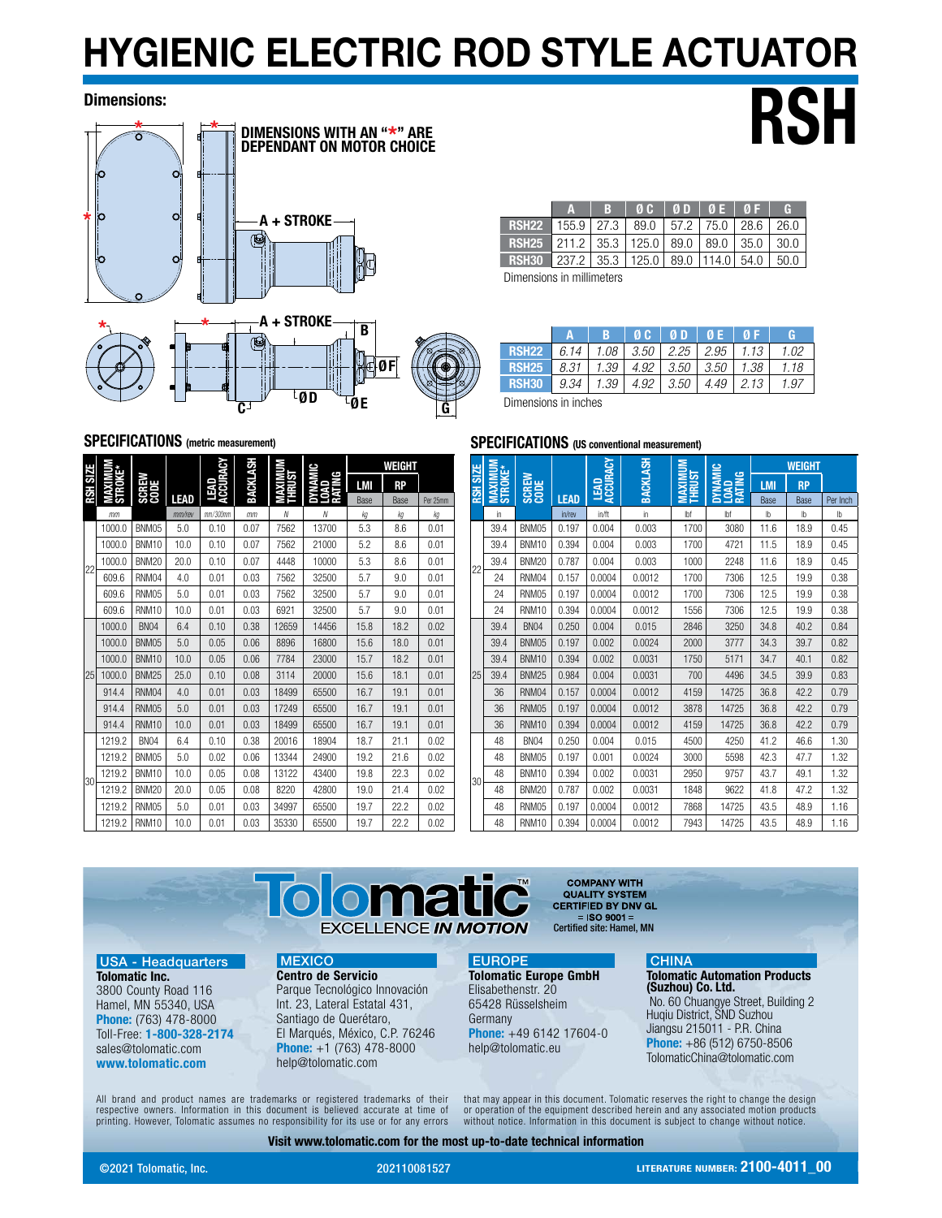# HYGIENIC ELECTRIC ROD STYLE ACTUATOR

# RSH

**Dimensions:**

DIMENSIONS WITH AN "*" ARE DEPENDANT ON MOTOR CHOICE

A + STROKE

B

ØF

C

ØD

ØE

G

| | A | B | Ø C | Ø D | Ø E | Ø F | G |
|---|---|---|---|---|---|---|---|
| RSH22 | 155.9 | 27.3 | 89.0 | 57.2 | 75.0 | 28.6 | 26.0 |
| RSH25 | 211.2 | 35.3 | 125.0 | 89.0 | 89.0 | 35.0 | 30.0 |
| RSH30 | 237.2 | 35.3 | 125.0 | 89.0 | 114.0 | 54.0 | 50.0 |

Dimensions in millimeters

| | A | B | Ø C | Ø D | Ø E | Ø F | G |
|---|---|---|---|---|---|---|---|
| RSH22 | 6.14 | 1.08 | 3.50 | 2.25 | 2.95 | 1.13 | 1.02 |
| RSH25 | 8.31 | 1.39 | 4.92 | 3.50 | 3.50 | 1.38 | 1.18 |
| RSH30 | 9.34 | 1.39 | 4.92 | 3.50 | 4.49 | 2.13 | 1.97 |

Dimensions in inches

## SPECIFICATIONS (metric measurement)

| RSH SIZE | MAXIMUM STROKE* | SCREW CODE | LEAD | LEAD ACCURACY | BACKLASH | MAXIMUM THRUST | DYNAMIC LOAD RATING | WEIGHT LMI Base | WEIGHT RP Base | WEIGHT Per 25mm |
|---|---|---|---|---|---|---|---|---|---|---|
| | mm | | mm/rev | mm/300mm | mm | N | N | kg | kg | kg |
| 22 | 1000.0 | BNM05 | 5.0 | 0.10 | 0.07 | 7562 | 13700 | 5.3 | 8.6 | 0.01 |
| 22 | 1000.0 | BNM10 | 10.0 | 0.10 | 0.07 | 7562 | 21000 | 5.2 | 8.6 | 0.01 |
| 22 | 1000.0 | BNM20 | 20.0 | 0.10 | 0.07 | 4448 | 10000 | 5.3 | 8.6 | 0.01 |
| 22 | 609.6 | RNM04 | 4.0 | 0.01 | 0.03 | 7562 | 32500 | 5.7 | 9.0 | 0.01 |
| 22 | 609.6 | RNM05 | 5.0 | 0.01 | 0.03 | 7562 | 32500 | 5.7 | 9.0 | 0.01 |
| 22 | 609.6 | RNM10 | 10.0 | 0.01 | 0.03 | 6921 | 32500 | 5.7 | 9.0 | 0.01 |
| 25 | 1000.0 | BN04 | 6.4 | 0.10 | 0.38 | 12659 | 14456 | 15.8 | 18.2 | 0.02 |
| 25 | 1000.0 | BNM05 | 5.0 | 0.05 | 0.06 | 8896 | 16800 | 15.6 | 18.0 | 0.01 |
| 25 | 1000.0 | BNM10 | 10.0 | 0.05 | 0.06 | 7784 | 23000 | 15.7 | 18.2 | 0.01 |
| 25 | 1000.0 | BNM25 | 25.0 | 0.10 | 0.08 | 3114 | 20000 | 15.6 | 18.1 | 0.01 |
| 25 | 914.4 | RNM04 | 4.0 | 0.01 | 0.03 | 18499 | 65500 | 16.7 | 19.1 | 0.01 |
| 25 | 914.4 | RNM05 | 5.0 | 0.01 | 0.03 | 17249 | 65500 | 16.7 | 19.1 | 0.01 |
| 25 | 914.4 | RNM10 | 10.0 | 0.01 | 0.03 | 18499 | 65500 | 16.7 | 19.1 | 0.01 |
| 30 | 1219.2 | BN04 | 6.4 | 0.10 | 0.38 | 20016 | 18904 | 18.7 | 21.1 | 0.02 |
| 30 | 1219.2 | BNM05 | 5.0 | 0.02 | 0.06 | 13344 | 24900 | 19.2 | 21.6 | 0.02 |
| 30 | 1219.2 | BNM10 | 10.0 | 0.05 | 0.08 | 13122 | 43400 | 19.8 | 22.3 | 0.02 |
| 30 | 1219.2 | BNM20 | 20.0 | 0.05 | 0.08 | 8220 | 42800 | 19.0 | 21.4 | 0.02 |
| 30 | 1219.2 | RNM05 | 5.0 | 0.01 | 0.03 | 34997 | 65500 | 19.7 | 22.2 | 0.02 |
| 30 | 1219.2 | RNM10 | 10.0 | 0.01 | 0.03 | 35330 | 65500 | 19.7 | 22.2 | 0.02 |

## SPECIFICATIONS (US conventional measurement)

| RSH SIZE | MAXIMUM STROKE* | SCREW CODE | LEAD | LEAD ACCURACY | BACKLASH | MAXIMUM THRUST | DYNAMIC LOAD RATING | WEIGHT LMI Base | WEIGHT RP Base | WEIGHT Per Inch |
|---|---|---|---|---|---|---|---|---|---|---|
| | in | | in/rev | in/ft | in | lbf | lbf | lb | lb | lb |
| 22 | 39.4 | BNM05 | 0.197 | 0.004 | 0.003 | 1700 | 3080 | 11.6 | 18.9 | 0.45 |
| 22 | 39.4 | BNM10 | 0.394 | 0.004 | 0.003 | 1700 | 4721 | 11.5 | 18.9 | 0.45 |
| 22 | 39.4 | BNM20 | 0.787 | 0.004 | 0.003 | 1000 | 2248 | 11.6 | 18.9 | 0.45 |
| 22 | 24 | RNM04 | 0.157 | 0.0004 | 0.0012 | 1700 | 7306 | 12.5 | 19.9 | 0.38 |
| 22 | 24 | RNM05 | 0.197 | 0.0004 | 0.0012 | 1700 | 7306 | 12.5 | 19.9 | 0.38 |
| 22 | 24 | RNM10 | 0.394 | 0.0004 | 0.0012 | 1556 | 7306 | 12.5 | 19.9 | 0.38 |
| 25 | 39.4 | BN04 | 0.250 | 0.004 | 0.015 | 2846 | 3250 | 34.8 | 40.2 | 0.84 |
| 25 | 39.4 | BNM05 | 0.197 | 0.002 | 0.0024 | 2000 | 3777 | 34.3 | 39.7 | 0.82 |
| 25 | 39.4 | BNM10 | 0.394 | 0.002 | 0.0031 | 1750 | 5171 | 34.7 | 40.1 | 0.82 |
| 25 | 39.4 | BNM25 | 0.984 | 0.004 | 0.0031 | 700 | 4496 | 34.5 | 39.9 | 0.83 |
| 25 | 36 | RNM04 | 0.157 | 0.0004 | 0.0012 | 4159 | 14725 | 36.8 | 42.2 | 0.79 |
| 25 | 36 | RNM05 | 0.197 | 0.0004 | 0.0012 | 3878 | 14725 | 36.8 | 42.2 | 0.79 |
| 25 | 36 | RNM10 | 0.394 | 0.0004 | 0.0012 | 4159 | 14725 | 36.8 | 42.2 | 0.79 |
| 30 | 48 | BN04 | 0.250 | 0.004 | 0.015 | 4500 | 4250 | 41.2 | 46.6 | 1.30 |
| 30 | 48 | BNM05 | 0.197 | 0.001 | 0.0024 | 3000 | 5598 | 42.3 | 47.7 | 1.32 |
| 30 | 48 | BNM10 | 0.394 | 0.002 | 0.0031 | 2950 | 9757 | 43.7 | 49.1 | 1.32 |
| 30 | 48 | BNM20 | 0.787 | 0.002 | 0.0031 | 1848 | 9622 | 41.8 | 47.2 | 1.32 |
| 30 | 48 | RNM05 | 0.197 | 0.0004 | 0.0012 | 7868 | 14725 | 43.5 | 48.9 | 1.16 |
| 30 | 48 | RNM10 | 0.394 | 0.0004 | 0.0012 | 7943 | 14725 | 43.5 | 48.9 | 1.16 |

Tolomatic™ EXCELLENCE *IN MOTION*

COMPANY WITH QUALITY SYSTEM CERTIFIED BY DNV GL = ISO 9001 = Certified site: Hamel, MN

**USA - Headquarters**
**Tolomatic Inc.**
3800 County Road 116
Hamel, MN 55340, USA
**Phone:** (763) 478-8000
Toll-Free: **1-800-328-2174**
sales@tolomatic.com
**www.tolomatic.com**

**MEXICO**
**Centro de Servicio**
Parque Tecnológico Innovación
Int. 23, Lateral Estatal 431,
Santiago de Querétaro,
El Marqués, México, C.P. 76246
**Phone:** +1 (763) 478-8000
help@tolomatic.com

**EUROPE**
**Tolomatic Europe GmbH**
Elisabethenstr. 20
65428 Rüsselsheim
Germany
**Phone:** +49 6142 17604-0
help@tolomatic.eu

**CHINA**
**Tolomatic Automation Products (Suzhou) Co. Ltd.**
No. 60 Chuangye Street, Building 2
Huqiu District, SND Suzhou
Jiangsu 215011 - P.R. China
**Phone:** +86 (512) 6750-8506
TolomaticChina@tolomatic.com

All brand and product names are trademarks or registered trademarks of their respective owners. Information in this document is believed accurate at time of printing. However, Tolomatic assumes no responsibility for its use or for any errors that may appear in this document. Tolomatic reserves the right to change the design or operation of the equipment described herein and any associated motion products without notice. Information in this document is subject to change without notice.

**Visit www.tolomatic.com for the most up-to-date technical information**

©2021 Tolomatic, Inc. 202110081527 LITERATURE NUMBER: **2100-4011_00**